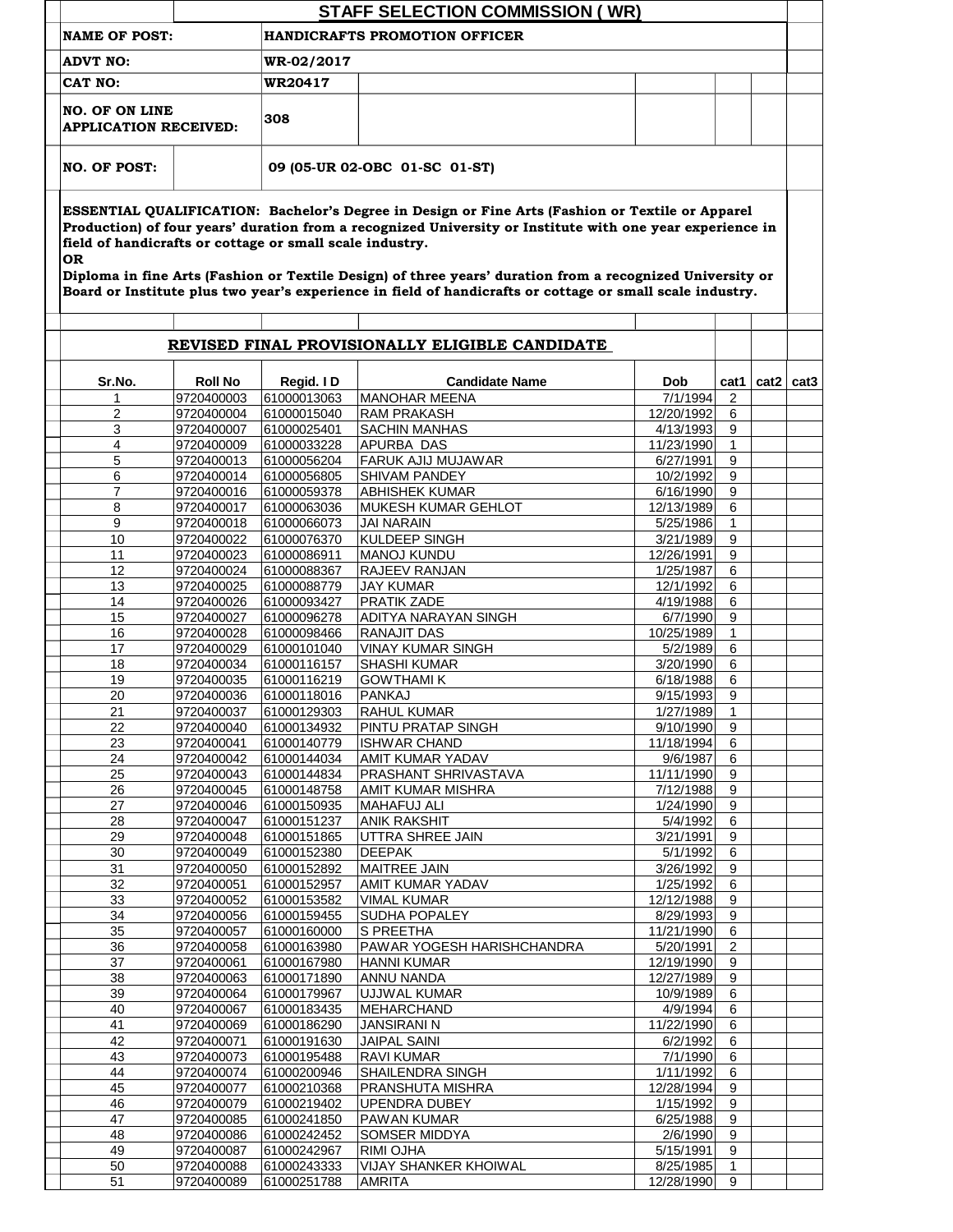## STAFF SELECTION COMMISSION ( WR)

**NAME OF POST:** HANDICRAFTS PROMOTION OFFICER

**ADVT NO:** WR-02/2017

**CAT NO:** WR20417

**NO. OF ON LINE APPLICATION RECEIVED:** 308

**NO. OF POST:** 09 (05-UR 02-OBC 01-SC 01-ST)

**ESSENTIAL QUALIFICATION: Bachelor's Degree in Design or Fine Arts (Fashion or Textile or Apparel Production) of four years' duration from a recognized University or Institute with one year experience in field of handicrafts or cottage or small scale industry.**

**OR**

**Diploma in fine Arts (Fashion or Textile Design) of three years' duration from a recognized University or Board or Institute plus two year's experience in field of handicrafts or cottage or small scale industry.**

### REVISED FINAL PROVISIONALLY ELIGIBLE CANDIDATE

| Sr.No. | Roll No | Regid. I D | Candidate Name | Dob | cat1 | cat2 | cat3 |
|---|---|---|---|---|---|---|---|
| 1 | 9720400003 | 61000013063 | MANOHAR MEENA | 7/1/1994 | 2 | | |
| 2 | 9720400004 | 61000015040 | RAM PRAKASH | 12/20/1992 | 6 | | |
| 3 | 9720400007 | 61000025401 | SACHIN MANHAS | 4/13/1993 | 9 | | |
| 4 | 9720400009 | 61000033228 | APURBA DAS | 11/23/1990 | 1 | | |
| 5 | 9720400013 | 61000056204 | FARUK AJIJ MUJAWAR | 6/27/1991 | 9 | | |
| 6 | 9720400014 | 61000056805 | SHIVAM PANDEY | 10/2/1992 | 9 | | |
| 7 | 9720400016 | 61000059378 | ABHISHEK KUMAR | 6/16/1990 | 9 | | |
| 8 | 9720400017 | 61000063036 | MUKESH KUMAR GEHLOT | 12/13/1989 | 6 | | |
| 9 | 9720400018 | 61000066073 | JAI NARAIN | 5/25/1986 | 1 | | |
| 10 | 9720400022 | 61000076370 | KULDEEP SINGH | 3/21/1989 | 9 | | |
| 11 | 9720400023 | 61000086911 | MANOJ KUNDU | 12/26/1991 | 9 | | |
| 12 | 9720400024 | 61000088367 | RAJEEV RANJAN | 1/25/1987 | 6 | | |
| 13 | 9720400025 | 61000088779 | JAY KUMAR | 12/1/1992 | 6 | | |
| 14 | 9720400026 | 61000093427 | PRATIK ZADE | 4/19/1988 | 6 | | |
| 15 | 9720400027 | 61000096278 | ADITYA NARAYAN SINGH | 6/7/1990 | 9 | | |
| 16 | 9720400028 | 61000098466 | RANAJIT DAS | 10/25/1989 | 1 | | |
| 17 | 9720400029 | 61000101040 | VINAY KUMAR SINGH | 5/2/1989 | 6 | | |
| 18 | 9720400034 | 61000116157 | SHASHI KUMAR | 3/20/1990 | 6 | | |
| 19 | 9720400035 | 61000116219 | GOWTHAMI K | 6/18/1988 | 6 | | |
| 20 | 9720400036 | 61000118016 | PANKAJ | 9/15/1993 | 9 | | |
| 21 | 9720400037 | 61000129303 | RAHUL KUMAR | 1/27/1989 | 1 | | |
| 22 | 9720400040 | 61000134932 | PINTU PRATAP SINGH | 9/10/1990 | 9 | | |
| 23 | 9720400041 | 61000140779 | ISHWAR CHAND | 11/18/1994 | 6 | | |
| 24 | 9720400042 | 61000144034 | AMIT KUMAR YADAV | 9/6/1987 | 6 | | |
| 25 | 9720400043 | 61000144834 | PRASHANT SHRIVASTAVA | 11/11/1990 | 9 | | |
| 26 | 9720400045 | 61000148758 | AMIT KUMAR MISHRA | 7/12/1988 | 9 | | |
| 27 | 9720400046 | 61000150935 | MAHAFUJ ALI | 1/24/1990 | 9 | | |
| 28 | 9720400047 | 61000151237 | ANIK RAKSHIT | 5/4/1992 | 6 | | |
| 29 | 9720400048 | 61000151865 | UTTRA SHREE JAIN | 3/21/1991 | 9 | | |
| 30 | 9720400049 | 61000152380 | DEEPAK | 5/1/1992 | 6 | | |
| 31 | 9720400050 | 61000152892 | MAITREE JAIN | 3/26/1992 | 9 | | |
| 32 | 9720400051 | 61000152957 | AMIT KUMAR YADAV | 1/25/1992 | 6 | | |
| 33 | 9720400052 | 61000153582 | VIMAL KUMAR | 12/12/1988 | 9 | | |
| 34 | 9720400056 | 61000159455 | SUDHA POPALEY | 8/29/1993 | 9 | | |
| 35 | 9720400057 | 61000160000 | S PREETHA | 11/21/1990 | 6 | | |
| 36 | 9720400058 | 61000163980 | PAWAR YOGESH HARISHCHANDRA | 5/20/1991 | 2 | | |
| 37 | 9720400061 | 61000167980 | HANNI KUMAR | 12/19/1990 | 9 | | |
| 38 | 9720400063 | 61000171890 | ANNU NANDA | 12/27/1989 | 9 | | |
| 39 | 9720400064 | 61000179967 | UJJWAL KUMAR | 10/9/1989 | 6 | | |
| 40 | 9720400067 | 61000183435 | MEHARCHAND | 4/9/1994 | 6 | | |
| 41 | 9720400069 | 61000186290 | JANSIRANI N | 11/22/1990 | 6 | | |
| 42 | 9720400071 | 61000191630 | JAIPAL SAINI | 6/2/1992 | 6 | | |
| 43 | 9720400073 | 61000195488 | RAVI KUMAR | 7/1/1990 | 6 | | |
| 44 | 9720400074 | 61000200946 | SHAILENDRA SINGH | 1/11/1992 | 6 | | |
| 45 | 9720400077 | 61000210368 | PRANSHUTA MISHRA | 12/28/1994 | 9 | | |
| 46 | 9720400079 | 61000219402 | UPENDRA DUBEY | 1/15/1992 | 9 | | |
| 47 | 9720400085 | 61000241850 | PAWAN KUMAR | 6/25/1988 | 9 | | |
| 48 | 9720400086 | 61000242452 | SOMSER MIDDYA | 2/6/1990 | 9 | | |
| 49 | 9720400087 | 61000242967 | RIMI OJHA | 5/15/1991 | 9 | | |
| 50 | 9720400088 | 61000243333 | VIJAY SHANKER KHOIWAL | 8/25/1985 | 1 | | |
| 51 | 9720400089 | 61000251788 | AMRITA | 12/28/1990 | 9 | | |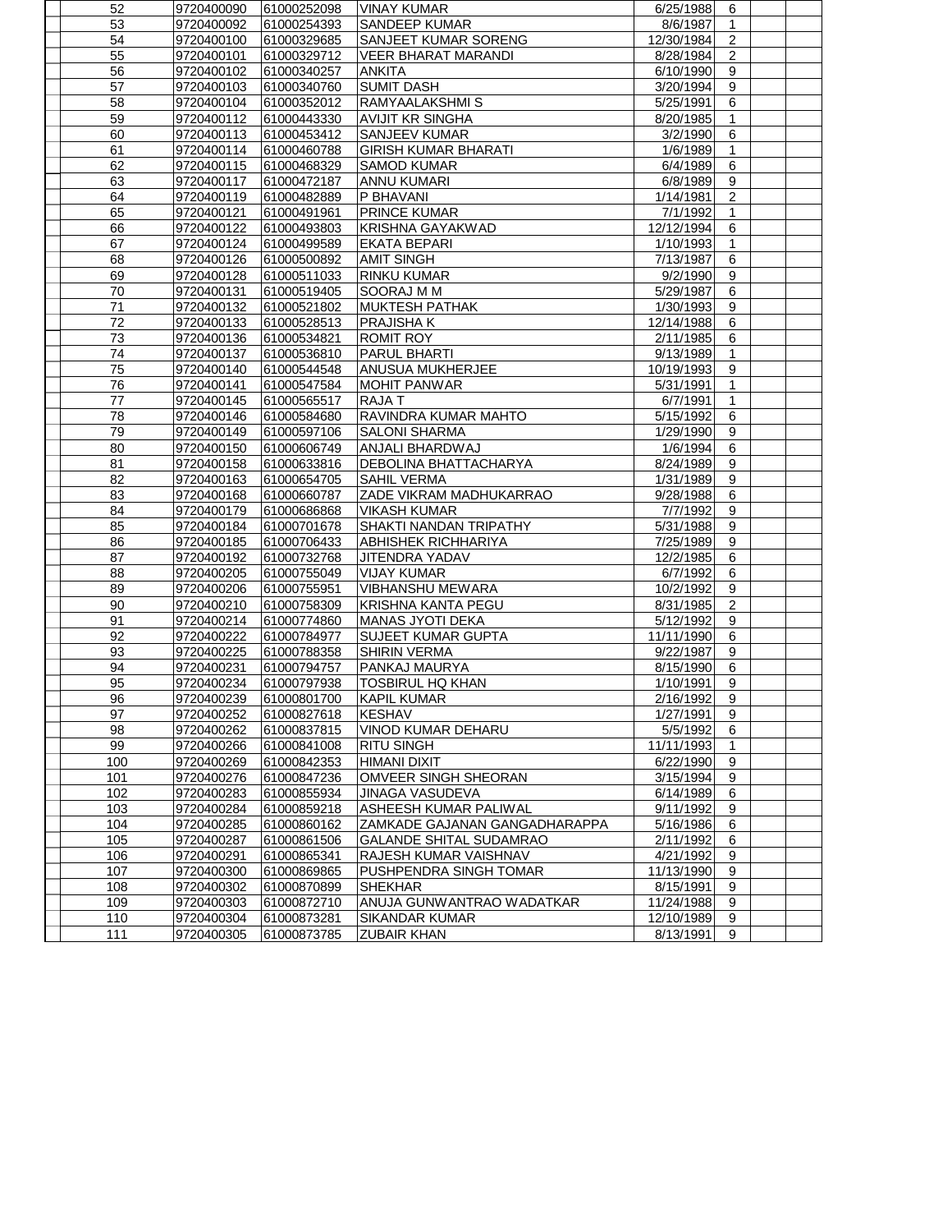| | | | | | | | | |
|---|---|---|---|---|---|---|---|---|
| | 52 | 9720400090 | 61000252098 | VINAY KUMAR | 6/25/1988 | 6 | | |
| | 53 | 9720400092 | 61000254393 | SANDEEP KUMAR | 8/6/1987 | 1 | | |
| | 54 | 9720400100 | 61000329685 | SANJEET KUMAR SORENG | 12/30/1984 | 2 | | |
| | 55 | 9720400101 | 61000329712 | VEER BHARAT MARANDI | 8/28/1984 | 2 | | |
| | 56 | 9720400102 | 61000340257 | ANKITA | 6/10/1990 | 9 | | |
| | 57 | 9720400103 | 61000340760 | SUMIT DASH | 3/20/1994 | 9 | | |
| | 58 | 9720400104 | 61000352012 | RAMYAALAKSHMI S | 5/25/1991 | 6 | | |
| | 59 | 9720400112 | 61000443330 | AVIJIT KR SINGHA | 8/20/1985 | 1 | | |
| | 60 | 9720400113 | 61000453412 | SANJEEV KUMAR | 3/2/1990 | 6 | | |
| | 61 | 9720400114 | 61000460788 | GIRISH KUMAR BHARATI | 1/6/1989 | 1 | | |
| | 62 | 9720400115 | 61000468329 | SAMOD KUMAR | 6/4/1989 | 6 | | |
| | 63 | 9720400117 | 61000472187 | ANNU KUMARI | 6/8/1989 | 9 | | |
| | 64 | 9720400119 | 61000482889 | P BHAVANI | 1/14/1981 | 2 | | |
| | 65 | 9720400121 | 61000491961 | PRINCE KUMAR | 7/1/1992 | 1 | | |
| | 66 | 9720400122 | 61000493803 | KRISHNA GAYAKWAD | 12/12/1994 | 6 | | |
| | 67 | 9720400124 | 61000499589 | EKATA BEPARI | 1/10/1993 | 1 | | |
| | 68 | 9720400126 | 61000500892 | AMIT SINGH | 7/13/1987 | 6 | | |
| | 69 | 9720400128 | 61000511033 | RINKU KUMAR | 9/2/1990 | 9 | | |
| | 70 | 9720400131 | 61000519405 | SOORAJ M M | 5/29/1987 | 6 | | |
| | 71 | 9720400132 | 61000521802 | MUKTESH PATHAK | 1/30/1993 | 9 | | |
| | 72 | 9720400133 | 61000528513 | PRAJISHA K | 12/14/1988 | 6 | | |
| | 73 | 9720400136 | 61000534821 | ROMIT ROY | 2/11/1985 | 6 | | |
| | 74 | 9720400137 | 61000536810 | PARUL BHARTI | 9/13/1989 | 1 | | |
| | 75 | 9720400140 | 61000544548 | ANUSUA MUKHERJEE | 10/19/1993 | 9 | | |
| | 76 | 9720400141 | 61000547584 | MOHIT PANWAR | 5/31/1991 | 1 | | |
| | 77 | 9720400145 | 61000565517 | RAJA T | 6/7/1991 | 1 | | |
| | 78 | 9720400146 | 61000584680 | RAVINDRA KUMAR MAHTO | 5/15/1992 | 6 | | |
| | 79 | 9720400149 | 61000597106 | SALONI SHARMA | 1/29/1990 | 9 | | |
| | 80 | 9720400150 | 61000606749 | ANJALI BHARDWAJ | 1/6/1994 | 6 | | |
| | 81 | 9720400158 | 61000633816 | DEBOLINA BHATTACHARYA | 8/24/1989 | 9 | | |
| | 82 | 9720400163 | 61000654705 | SAHIL VERMA | 1/31/1989 | 9 | | |
| | 83 | 9720400168 | 61000660787 | ZADE VIKRAM MADHUKARRAO | 9/28/1988 | 6 | | |
| | 84 | 9720400179 | 61000686868 | VIKASH KUMAR | 7/7/1992 | 9 | | |
| | 85 | 9720400184 | 61000701678 | SHAKTI NANDAN TRIPATHY | 5/31/1988 | 9 | | |
| | 86 | 9720400185 | 61000706433 | ABHISHEK RICHHARIYA | 7/25/1989 | 9 | | |
| | 87 | 9720400192 | 61000732768 | JITENDRA YADAV | 12/2/1985 | 6 | | |
| | 88 | 9720400205 | 61000755049 | VIJAY KUMAR | 6/7/1992 | 6 | | |
| | 89 | 9720400206 | 61000755951 | VIBHANSHU MEWARA | 10/2/1992 | 9 | | |
| | 90 | 9720400210 | 61000758309 | KRISHNA KANTA PEGU | 8/31/1985 | 2 | | |
| | 91 | 9720400214 | 61000774860 | MANAS JYOTI DEKA | 5/12/1992 | 9 | | |
| | 92 | 9720400222 | 61000784977 | SUJEET KUMAR GUPTA | 11/11/1990 | 6 | | |
| | 93 | 9720400225 | 61000788358 | SHIRIN VERMA | 9/22/1987 | 9 | | |
| | 94 | 9720400231 | 61000794757 | PANKAJ MAURYA | 8/15/1990 | 6 | | |
| | 95 | 9720400234 | 61000797938 | TOSBIRUL HQ KHAN | 1/10/1991 | 9 | | |
| | 96 | 9720400239 | 61000801700 | KAPIL KUMAR | 2/16/1992 | 9 | | |
| | 97 | 9720400252 | 61000827618 | KESHAV | 1/27/1991 | 9 | | |
| | 98 | 9720400262 | 61000837815 | VINOD KUMAR DEHARU | 5/5/1992 | 6 | | |
| | 99 | 9720400266 | 61000841008 | RITU SINGH | 11/11/1993 | 1 | | |
| | 100 | 9720400269 | 61000842353 | HIMANI DIXIT | 6/22/1990 | 9 | | |
| | 101 | 9720400276 | 61000847236 | OMVEER SINGH SHEORAN | 3/15/1994 | 9 | | |
| | 102 | 9720400283 | 61000855934 | JINAGA VASUDEVA | 6/14/1989 | 6 | | |
| | 103 | 9720400284 | 61000859218 | ASHEESH KUMAR PALIWAL | 9/11/1992 | 9 | | |
| | 104 | 9720400285 | 61000860162 | ZAMKADE GAJANAN GANGADHARAPPA | 5/16/1986 | 6 | | |
| | 105 | 9720400287 | 61000861506 | GALANDE SHITAL SUDAMRAO | 2/11/1992 | 6 | | |
| | 106 | 9720400291 | 61000865341 | RAJESH KUMAR VAISHNAV | 4/21/1992 | 9 | | |
| | 107 | 9720400300 | 61000869865 | PUSHPENDRA SINGH TOMAR | 11/13/1990 | 9 | | |
| | 108 | 9720400302 | 61000870899 | SHEKHAR | 8/15/1991 | 9 | | |
| | 109 | 9720400303 | 61000872710 | ANUJA GUNWANTRAO WADATKAR | 11/24/1988 | 9 | | |
| | 110 | 9720400304 | 61000873281 | SIKANDAR KUMAR | 12/10/1989 | 9 | | |
| | 111 | 9720400305 | 61000873785 | ZUBAIR KHAN | 8/13/1991 | 9 | | |